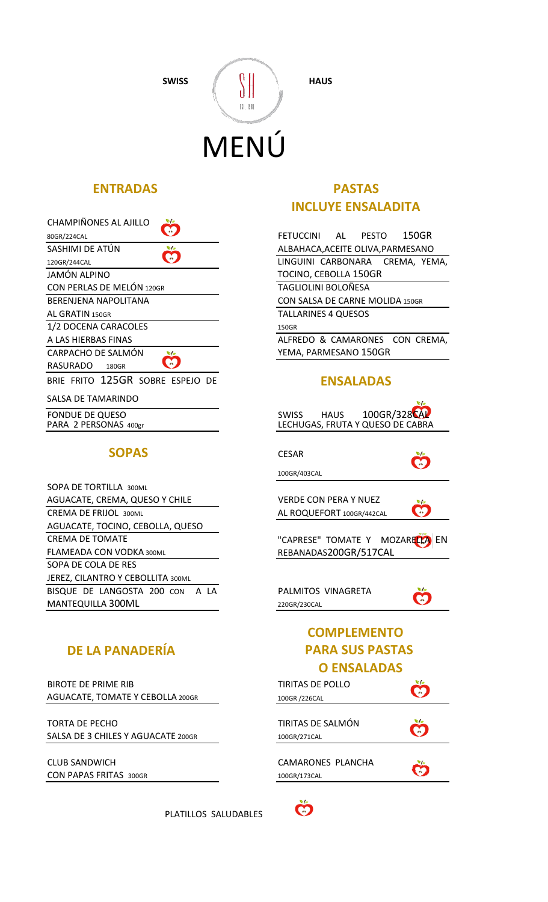**SWISS** **HAUS**

# MENÚ

## ENTRADAS

CHAMPIÑONES AL AJILLO 🍎
80GR/224CAL

SASHIMI DE ATÚN 🍎
120GR/244CAL

JAMÓN ALPINO
CON PERLAS DE MELÓN 120GR

BERENJENA NAPOLITANA
AL GRATIN 150GR

1/2 DOCENA CARACOLES
A LAS HIERBAS FINAS

CARPACHO DE SALMÓN RASURADO 180GR 🍎

BRIE FRITO 125GR SOBRE ESPEJO DE SALSA DE TAMARINDO

FONDUE DE QUESO
PARA 2 PERSONAS 400gr

## SOPAS

SOPA DE TORTILLA 300ML
AGUACATE, CREMA, QUESO Y CHILE

CREMA DE FRIJOL 300ML
AGUACATE, TOCINO, CEBOLLA, QUESO

CREMA DE TOMATE
FLAMEADA CON VODKA 300ML

SOPA DE COLA DE RES
JEREZ, CILANTRO Y CEBOLLITA 300ML

BISQUE DE LANGOSTA 200 CON A LA MANTEQUILLA 300ML

## DE LA PANADERÍA

BIROTE DE PRIME RIB
AGUACATE, TOMATE Y CEBOLLA 200GR

TORTA DE PECHO
SALSA DE 3 CHILES Y AGUACATE 200GR

CLUB SANDWICH
CON PAPAS FRITAS 300GR

## PASTAS
## INCLUYE ENSALADITA

FETUCCINI AL PESTO 150GR
ALBAHACA, ACEITE OLIVA, PARMESANO

LINGUINI CARBONARA CREMA, YEMA, TOCINO, CEBOLLA 150GR

TAGLIOLINI BOLOÑESA
CON SALSA DE CARNE MOLIDA 150GR

TALLARINES 4 QUESOS
150GR

ALFREDO & CAMARONES CON CREMA, YEMA, PARMESANO 150GR

## ENSALADAS

SWISS HAUS 100GR/328CAL 🍎
LECHUGAS, FRUTA Y QUESO DE CABRA

CESAR 🍎
100GR/403CAL

VERDE CON PERA Y NUEZ
AL ROQUEFORT 100GR/442CAL 🍎

"CAPRESE" TOMATE Y MOZARELLA 🍎 EN REBANADAS 200GR/517CAL

PALMITOS VINAGRETA 🍎
220GR/230CAL

## COMPLEMENTO PARA SUS PASTAS O ENSALADAS

TIRITAS DE POLLO 🍎
100GR /226CAL

TIRITAS DE SALMÓN 🍎
100GR/271CAL

CAMARONES PLANCHA 🍎
100GR/173CAL

PLATILLOS SALUDABLES 🍎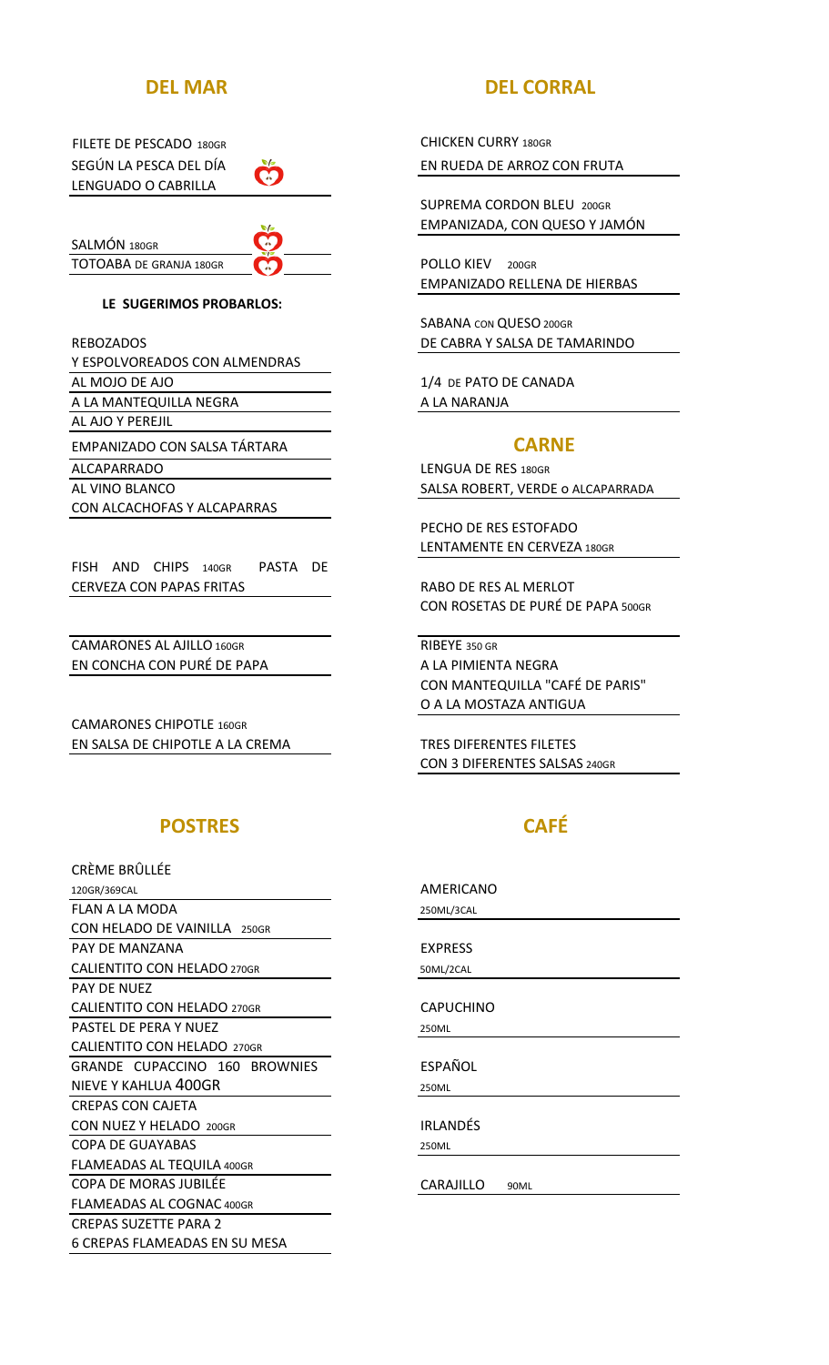## DEL MAR

FILETE DE PESCADO 180GR
SEGÚN LA PESCA DEL DÍA
LENGUADO O CABRILLA

SALMÓN 180GR
TOTOABA DE GRANJA 180GR

**LE SUGERIMOS PROBARLOS:**

REBOZADOS
Y ESPOLVOREADOS CON ALMENDRAS
AL MOJO DE AJO
A LA MANTEQUILLA NEGRA
AL AJO Y PEREJIL
EMPANIZADO CON SALSA TÁRTARA
ALCAPARRADO
AL VINO BLANCO
CON ALCACHOFAS Y ALCAPARRAS

FISH AND CHIPS 140GR PASTA DE CERVEZA CON PAPAS FRITAS

CAMARONES AL AJILLO 160GR
EN CONCHA CON PURÉ DE PAPA

CAMARONES CHIPOTLE 160GR
EN SALSA DE CHIPOTLE A LA CREMA

## DEL CORRAL

CHICKEN CURRY 180GR
EN RUEDA DE ARROZ CON FRUTA

SUPREMA CORDON BLEU 200GR
EMPANIZADA, CON QUESO Y JAMÓN

POLLO KIEV 200GR
EMPANIZADO RELLENA DE HIERBAS

SABANA CON QUESO 200GR
DE CABRA Y SALSA DE TAMARINDO

1/4 DE PATO DE CANADA
A LA NARANJA

## CARNE

LENGUA DE RES 180GR
SALSA ROBERT, VERDE o ALCAPARRADA

PECHO DE RES ESTOFADO
LENTAMENTE EN CERVEZA 180GR

RABO DE RES AL MERLOT
CON ROSETAS DE PURÉ DE PAPA 500GR

RIBEYE 350 GR
A LA PIMIENTA NEGRA
CON MANTEQUILLA "CAFÉ DE PARIS"
O A LA MOSTAZA ANTIGUA

TRES DIFERENTES FILETES
CON 3 DIFERENTES SALSAS 240GR

## POSTRES

CRÈME BRÛLLÉE
120GR/369CAL

FLAN A LA MODA
CON HELADO DE VAINILLA 250GR

PAY DE MANZANA
CALIENTITO CON HELADO 270GR

PAY DE NUEZ
CALIENTITO CON HELADO 270GR

PASTEL DE PERA Y NUEZ
CALIENTITO CON HELADO 270GR

GRANDE CUPACCINO 160 BROWNIES
NIEVE Y KAHLUA 400GR

CREPAS CON CAJETA
CON NUEZ Y HELADO 200GR

COPA DE GUAYABAS
FLAMEADAS AL TEQUILA 400GR

COPA DE MORAS JUBILÉE
FLAMEADAS AL COGNAC 400GR

CREPAS SUZETTE PARA 2
6 CREPAS FLAMEADAS EN SU MESA

## CAFÉ

AMERICANO
250ML/3CAL

EXPRESS
50ML/2CAL

CAPUCHINO
250ML

ESPAÑOL
250ML

IRLANDÉS
250ML

CARAJILLO 90ML